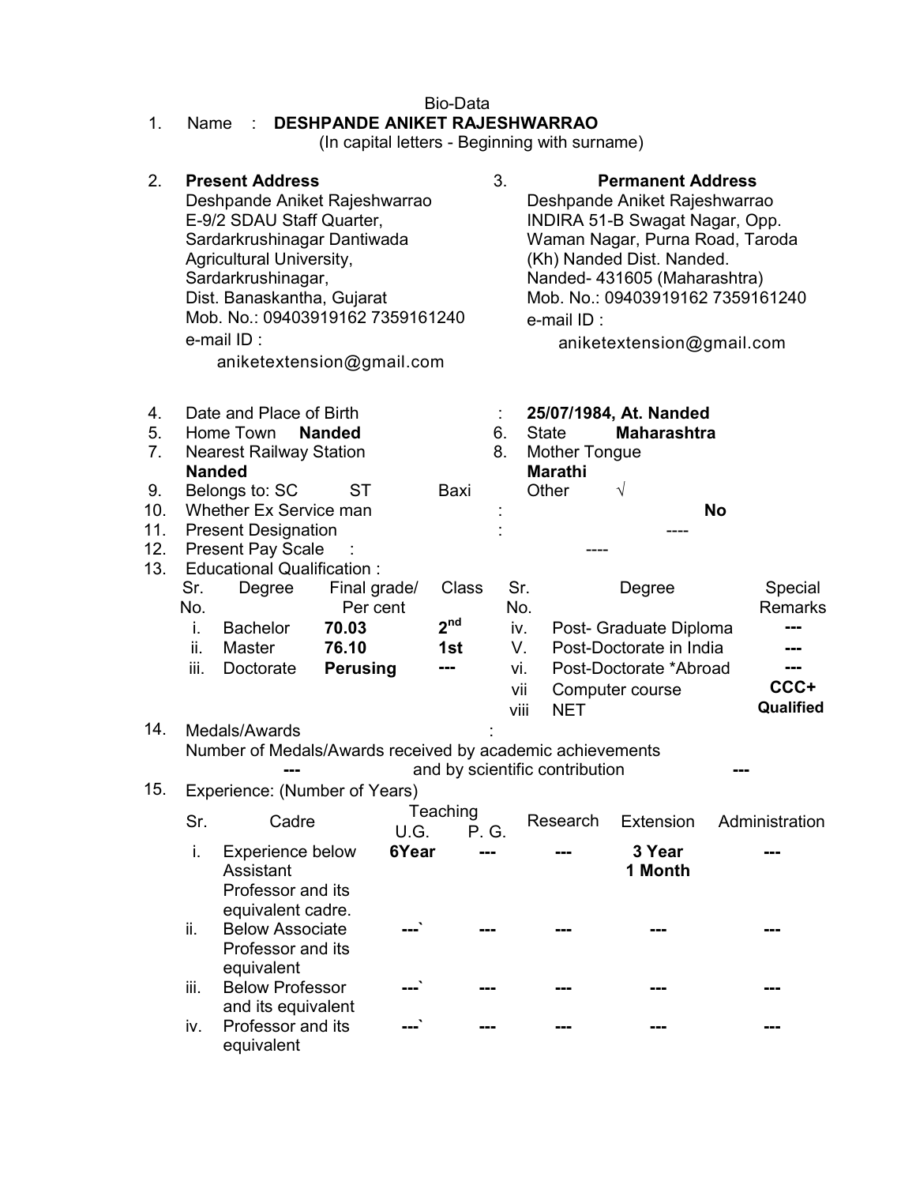# Bio-Data

1. Name : **DESHPANDE ANIKET RAJESHWARRAO**
   (In capital letters - Beginning with surname)

2. **Present Address**
   Deshpande Aniket Rajeshwarrao
   E-9/2 SDAU Staff Quarter,
   Sardarkrushinagar Dantiwada
   Agricultural University,
   Sardarkrushinagar,
   Dist. Banaskantha, Gujarat
   Mob. No.: 09403919162 7359161240
   e-mail ID :
   aniketextension@gmail.com

3. **Permanent Address**
   Deshpande Aniket Rajeshwarrao
   INDIRA 51-B Swagat Nagar, Opp.
   Waman Nagar, Purna Road, Taroda
   (Kh) Nanded Dist. Nanded.
   Nanded- 431605 (Maharashtra)
   Mob. No.: 09403919162 7359161240
   e-mail ID :
   aniketextension@gmail.com

4. Date and Place of Birth : **25/07/1984, At. Nanded**
5. Home Town **Nanded**
6. State **Maharashtra**
7. Nearest Railway Station **Nanded**
8. Mother Tongue **Marathi**
9. Belongs to: SC ST Baxi Other √
10. Whether Ex Service man : **No**
11. Present Designation : ----
12. Present Pay Scale : ----
13. Educational Qualification :

| Sr. No. | Degree | Final grade/ Per cent | Class | Sr. No. | Degree | Special Remarks |
|---|---|---|---|---|---|---|
| i. | Bachelor | **70.03** | **2nd** | iv. | Post- Graduate Diploma | --- |
| ii. | Master | **76.10** | **1st** | V. | Post-Doctorate in India | --- |
| iii. | Doctorate | **Perusing** | --- | vi. | Post-Doctorate *Abroad | --- |
| | | | | vii | Computer course | **CCC+** |
| | | | | viii | NET | **Qualified** |

14. Medals/Awards :
    Number of Medals/Awards received by academic achievements --- and by scientific contribution ---

15. Experience: (Number of Years)

| Sr. | Cadre | Teaching U.G. | Teaching P. G. | Research | Extension | Administration |
|---|---|---|---|---|---|---|
| i. | Experience below Assistant Professor and its equivalent cadre. | **6Year** | --- | --- | **3 Year 1 Month** | --- |
| ii. | Below Associate Professor and its equivalent | ---` | --- | --- | --- | --- |
| iii. | Below Professor and its equivalent | ---` | --- | --- | --- | --- |
| iv. | Professor and its equivalent | ---` | --- | --- | --- | --- |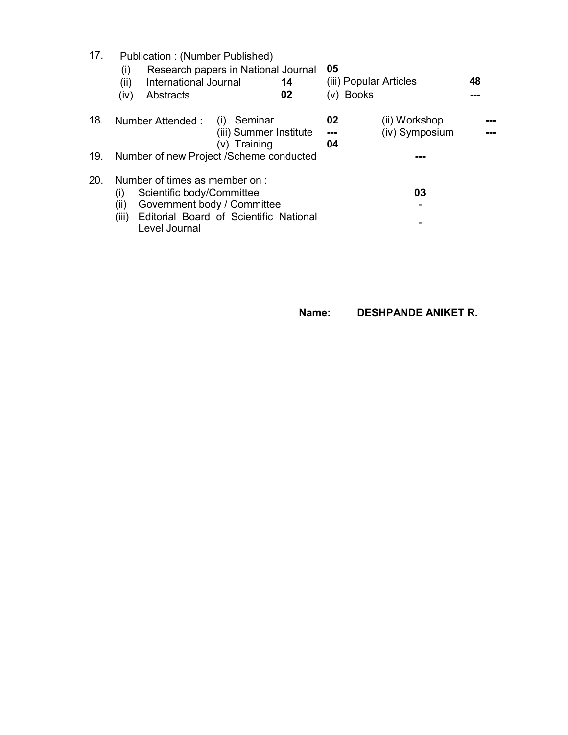17. Publication : (Number Published)

| | | | | |
|---|---|---|---|---|
| (i) Research papers in National Journal | | **05** | | |
| (ii) International Journal | **14** | (iii) Popular Articles | | **48** |
| (iv) Abstracts | **02** | (v) Books | | **---** |

18. Number Attended :

| | | | | |
|---|---|---|---|---|
| | (i) Seminar | **02** | (ii) Workshop | **---** |
| | (iii) Summer Institute | **---** | (iv) Symposium | **---** |
| | (v) Training | **04** | | |

19. Number of new Project /Scheme conducted **---**

20. Number of times as member on :

| | |
|---|---|
| (i) Scientific body/Committee | **03** |
| (ii) Government body / Committee | - |
| (iii) Editorial Board of Scientific National Level Journal | - |

**Name: DESHPANDE ANIKET R.**